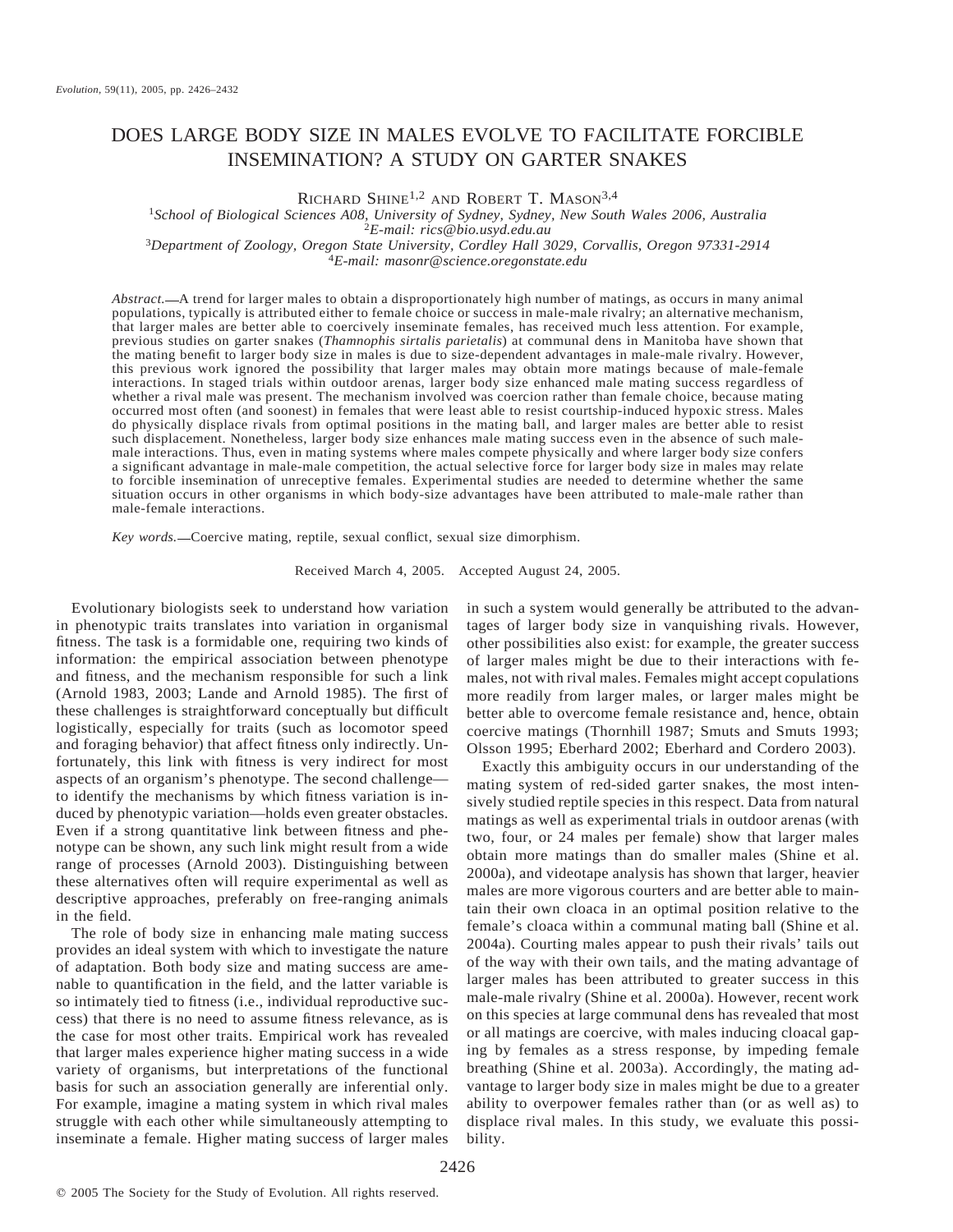# DOES LARGE BODY SIZE IN MALES EVOLVE TO FACILITATE FORCIBLE INSEMINATION? A STUDY ON GARTER SNAKES

RICHARD SHINE[1,2] AND ROBERT T. MASON[3,4]

[1]*School of Biological Sciences A08, University of Sydney, Sydney, New South Wales 2006, Australia*
[2]*E-mail: rics@bio.usyd.edu.au*
[3]*Department of Zoology, Oregon State University, Cordley Hall 3029, Corvallis, Oregon 97331-2914*
[4]*E-mail: masonr@science.oregonstate.edu*

*Abstract.*—A trend for larger males to obtain a disproportionately high number of matings, as occurs in many animal populations, typically is attributed either to female choice or success in male-male rivalry; an alternative mechanism, that larger males are better able to coercively inseminate females, has received much less attention. For example, previous studies on garter snakes (*Thamnophis sirtalis parietalis*) at communal dens in Manitoba have shown that the mating benefit to larger body size in males is due to size-dependent advantages in male-male rivalry. However, this previous work ignored the possibility that larger males may obtain more matings because of male-female interactions. In staged trials within outdoor arenas, larger body size enhanced male mating success regardless of whether a rival male was present. The mechanism involved was coercion rather than female choice, because mating occurred most often (and soonest) in females that were least able to resist courtship-induced hypoxic stress. Males do physically displace rivals from optimal positions in the mating ball, and larger males are better able to resist such displacement. Nonetheless, larger body size enhances male mating success even in the absence of such male-male interactions. Thus, even in mating systems where males compete physically and where larger body size confers a significant advantage in male-male competition, the actual selective force for larger body size in males may relate to forcible insemination of unreceptive females. Experimental studies are needed to determine whether the same situation occurs in other organisms in which body-size advantages have been attributed to male-male rather than male-female interactions.

*Key words.*—Coercive mating, reptile, sexual conflict, sexual size dimorphism.

Received March 4, 2005. Accepted August 24, 2005.

Evolutionary biologists seek to understand how variation in phenotypic traits translates into variation in organismal fitness. The task is a formidable one, requiring two kinds of information: the empirical association between phenotype and fitness, and the mechanism responsible for such a link (Arnold 1983, 2003; Lande and Arnold 1985). The first of these challenges is straightforward conceptually but difficult logistically, especially for traits (such as locomotor speed and foraging behavior) that affect fitness only indirectly. Unfortunately, this link with fitness is very indirect for most aspects of an organism's phenotype. The second challenge—to identify the mechanisms by which fitness variation is induced by phenotypic variation—holds even greater obstacles. Even if a strong quantitative link between fitness and phenotype can be shown, any such link might result from a wide range of processes (Arnold 2003). Distinguishing between these alternatives often will require experimental as well as descriptive approaches, preferably on free-ranging animals in the field.

The role of body size in enhancing male mating success provides an ideal system with which to investigate the nature of adaptation. Both body size and mating success are amenable to quantification in the field, and the latter variable is so intimately tied to fitness (i.e., individual reproductive success) that there is no need to assume fitness relevance, as is the case for most other traits. Empirical work has revealed that larger males experience higher mating success in a wide variety of organisms, but interpretations of the functional basis for such an association generally are inferential only. For example, imagine a mating system in which rival males struggle with each other while simultaneously attempting to inseminate a female. Higher mating success of larger males in such a system would generally be attributed to the advantages of larger body size in vanquishing rivals. However, other possibilities also exist: for example, the greater success of larger males might be due to their interactions with females, not with rival males. Females might accept copulations more readily from larger males, or larger males might be better able to overcome female resistance and, hence, obtain coercive matings (Thornhill 1987; Smuts and Smuts 1993; Olsson 1995; Eberhard 2002; Eberhard and Cordero 2003).

Exactly this ambiguity occurs in our understanding of the mating system of red-sided garter snakes, the most intensively studied reptile species in this respect. Data from natural matings as well as experimental trials in outdoor arenas (with two, four, or 24 males per female) show that larger males obtain more matings than do smaller males (Shine et al. 2000a), and videotape analysis has shown that larger, heavier males are more vigorous courters and are better able to maintain their own cloaca in an optimal position relative to the female's cloaca within a communal mating ball (Shine et al. 2004a). Courting males appear to push their rivals' tails out of the way with their own tails, and the mating advantage of larger males has been attributed to greater success in this male-male rivalry (Shine et al. 2000a). However, recent work on this species at large communal dens has revealed that most or all matings are coercive, with males inducing cloacal gaping by females as a stress response, by impeding female breathing (Shine et al. 2003a). Accordingly, the mating advantage to larger body size in males might be due to a greater ability to overpower females rather than (or as well as) to displace rival males. In this study, we evaluate this possibility.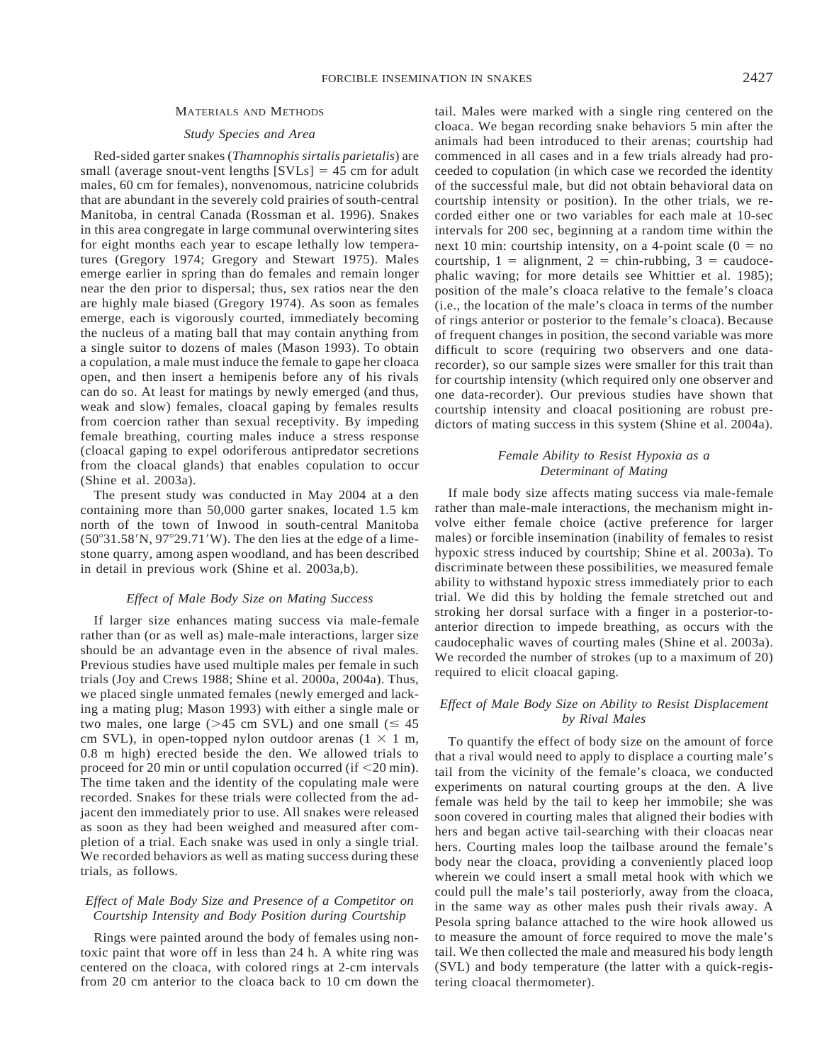## Materials and Methods

### *Study Species and Area*

Red-sided garter snakes (*Thamnophis sirtalis parietalis*) are small (average snout-vent lengths [SVLs] = 45 cm for adult males, 60 cm for females), nonvenomous, natricine colubrids that are abundant in the severely cold prairies of south-central Manitoba, in central Canada (Rossman et al. 1996). Snakes in this area congregate in large communal overwintering sites for eight months each year to escape lethally low temperatures (Gregory 1974; Gregory and Stewart 1975). Males emerge earlier in spring than do females and remain longer near the den prior to dispersal; thus, sex ratios near the den are highly male biased (Gregory 1974). As soon as females emerge, each is vigorously courted, immediately becoming the nucleus of a mating ball that may contain anything from a single suitor to dozens of males (Mason 1993). To obtain a copulation, a male must induce the female to gape her cloaca open, and then insert a hemipenis before any of his rivals can do so. At least for matings by newly emerged (and thus, weak and slow) females, cloacal gaping by females results from coercion rather than sexual receptivity. By impeding female breathing, courting males induce a stress response (cloacal gaping to expel odoriferous antipredator secretions from the cloacal glands) that enables copulation to occur (Shine et al. 2003a).

The present study was conducted in May 2004 at a den containing more than 50,000 garter snakes, located 1.5 km north of the town of Inwood in south-central Manitoba (50°31.58′N, 97°29.71′W). The den lies at the edge of a limestone quarry, among aspen woodland, and has been described in detail in previous work (Shine et al. 2003a,b).

### *Effect of Male Body Size on Mating Success*

If larger size enhances mating success via male-female rather than (or as well as) male-male interactions, larger size should be an advantage even in the absence of rival males. Previous studies have used multiple males per female in such trials (Joy and Crews 1988; Shine et al. 2000a, 2004a). Thus, we placed single unmated females (newly emerged and lacking a mating plug; Mason 1993) with either a single male or two males, one large (>45 cm SVL) and one small (≤ 45 cm SVL), in open-topped nylon outdoor arenas (1 × 1 m, 0.8 m high) erected beside the den. We allowed trials to proceed for 20 min or until copulation occurred (if <20 min). The time taken and the identity of the copulating male were recorded. Snakes for these trials were collected from the adjacent den immediately prior to use. All snakes were released as soon as they had been weighed and measured after completion of a trial. Each snake was used in only a single trial. We recorded behaviors as well as mating success during these trials, as follows.

### *Effect of Male Body Size and Presence of a Competitor on Courtship Intensity and Body Position during Courtship*

Rings were painted around the body of females using nontoxic paint that wore off in less than 24 h. A white ring was centered on the cloaca, with colored rings at 2-cm intervals from 20 cm anterior to the cloaca back to 10 cm down the tail. Males were marked with a single ring centered on the cloaca. We began recording snake behaviors 5 min after the animals had been introduced to their arenas; courtship had commenced in all cases and in a few trials already had proceeded to copulation (in which case we recorded the identity of the successful male, but did not obtain behavioral data on courtship intensity or position). In the other trials, we recorded either one or two variables for each male at 10-sec intervals for 200 sec, beginning at a random time within the next 10 min: courtship intensity, on a 4-point scale (0 = no courtship, 1 = alignment, 2 = chin-rubbing, 3 = caudocephalic waving; for more details see Whittier et al. 1985); position of the male's cloaca relative to the female's cloaca (i.e., the location of the male's cloaca in terms of the number of rings anterior or posterior to the female's cloaca). Because of frequent changes in position, the second variable was more difficult to score (requiring two observers and one data-recorder), so our sample sizes were smaller for this trait than for courtship intensity (which required only one observer and one data-recorder). Our previous studies have shown that courtship intensity and cloacal positioning are robust predictors of mating success in this system (Shine et al. 2004a).

### *Female Ability to Resist Hypoxia as a Determinant of Mating*

If male body size affects mating success via male-female rather than male-male interactions, the mechanism might involve either female choice (active preference for larger males) or forcible insemination (inability of females to resist hypoxic stress induced by courtship; Shine et al. 2003a). To discriminate between these possibilities, we measured female ability to withstand hypoxic stress immediately prior to each trial. We did this by holding the female stretched out and stroking her dorsal surface with a finger in a posterior-to-anterior direction to impede breathing, as occurs with the caudocephalic waves of courting males (Shine et al. 2003a). We recorded the number of strokes (up to a maximum of 20) required to elicit cloacal gaping.

### *Effect of Male Body Size on Ability to Resist Displacement by Rival Males*

To quantify the effect of body size on the amount of force that a rival would need to apply to displace a courting male's tail from the vicinity of the female's cloaca, we conducted experiments on natural courting groups at the den. A live female was held by the tail to keep her immobile; she was soon covered in courting males that aligned their bodies with hers and began active tail-searching with their cloacas near hers. Courting males loop the tailbase around the female's body near the cloaca, providing a conveniently placed loop wherein we could insert a small metal hook with which we could pull the male's tail posteriorly, away from the cloaca, in the same way as other males push their rivals away. A Pesola spring balance attached to the wire hook allowed us to measure the amount of force required to move the male's tail. We then collected the male and measured his body length (SVL) and body temperature (the latter with a quick-registering cloacal thermometer).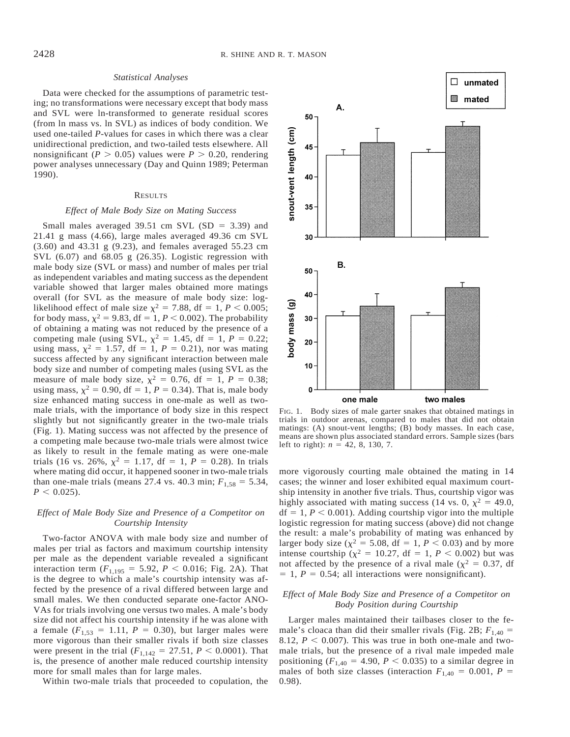### *Statistical Analyses*

Data were checked for the assumptions of parametric testing; no transformations were necessary except that body mass and SVL were ln-transformed to generate residual scores (from ln mass vs. ln SVL) as indices of body condition. We used one-tailed *P*-values for cases in which there was a clear unidirectional prediction, and two-tailed tests elsewhere. All nonsignificant ($P > 0.05$) values were $P > 0.20$, rendering power analyses unnecessary (Day and Quinn 1989; Peterman 1990).

## RESULTS

### *Effect of Male Body Size on Mating Success*

Small males averaged 39.51 cm SVL (SD = 3.39) and 21.41 g mass (4.66), large males averaged 49.36 cm SVL (3.60) and 43.31 g (9.23), and females averaged 55.23 cm SVL (6.07) and 68.05 g (26.35). Logistic regression with male body size (SVL or mass) and number of males per trial as independent variables and mating success as the dependent variable showed that larger males obtained more matings overall (for SVL as the measure of male body size: log-likelihood effect of male size $\chi^2 = 7.88$, df = 1, $P < 0.005$; for body mass, $\chi^2 = 9.83$, df = 1, $P < 0.002$). The probability of obtaining a mating was not reduced by the presence of a competing male (using SVL, $\chi^2 = 1.45$, df = 1, $P = 0.22$; using mass, $\chi^2 = 1.57$, df = 1, $P = 0.21$), nor was mating success affected by any significant interaction between male body size and number of competing males (using SVL as the measure of male body size, $\chi^2 = 0.76$, df = 1, $P = 0.38$; using mass, $\chi^2 = 0.90$, df = 1, $P = 0.34$). That is, male body size enhanced mating success in one-male as well as two-male trials, with the importance of body size in this respect slightly but not significantly greater in the two-male trials (Fig. 1). Mating success was not affected by the presence of a competing male because two-male trials were almost twice as likely to result in the female mating as were one-male trials (16 vs. 26%, $\chi^2 = 1.17$, df = 1, $P = 0.28$). In trials where mating did occur, it happened sooner in two-male trials than one-male trials (means 27.4 vs. 40.3 min; $F_{1,58} = 5.34$, $P < 0.025$).

FIG. 1. Body sizes of male garter snakes that obtained matings in trials in outdoor arenas, compared to males that did not obtain matings: (A) snout-vent lengths; (B) body masses. In each case, means are shown plus associated standard errors. Sample sizes (bars left to right): $n$ = 42, 8, 130, 7.

### *Effect of Male Body Size and Presence of a Competitor on Courtship Intensity*

Two-factor ANOVA with male body size and number of males per trial as factors and maximum courtship intensity per male as the dependent variable revealed a significant interaction term ($F_{1,195} = 5.92$, $P < 0.016$; Fig. 2A). That is the degree to which a male's courtship intensity was affected by the presence of a rival differed between large and small males. We then conducted separate one-factor ANOVAs for trials involving one versus two males. A male's body size did not affect his courtship intensity if he was alone with a female ($F_{1,53} = 1.11$, $P = 0.30$), but larger males were more vigorous than their smaller rivals if both size classes were present in the trial ($F_{1,142} = 27.51$, $P < 0.0001$). That is, the presence of another male reduced courtship intensity more for small males than for large males.

Within two-male trials that proceeded to copulation, the more vigorously courting male obtained the mating in 14 cases; the winner and loser exhibited equal maximum courtship intensity in another five trials. Thus, courtship vigor was highly associated with mating success (14 vs. 0, $\chi^2 = 49.0$, df = 1, $P < 0.001$). Adding courtship vigor into the multiple logistic regression for mating success (above) did not change the result: a male's probability of mating was enhanced by larger body size ($\chi^2 = 5.08$, df = 1, $P < 0.03$) and by more intense courtship ($\chi^2 = 10.27$, df = 1, $P < 0.002$) but was not affected by the presence of a rival male ($\chi^2 = 0.37$, df = 1, $P = 0.54$; all interactions were nonsignificant).

### *Effect of Male Body Size and Presence of a Competitor on Body Position during Courtship*

Larger males maintained their tailbases closer to the female's cloaca than did their smaller rivals (Fig. 2B; $F_{1,40} = 8.12$, $P < 0.007$). This was true in both one-male and two-male trials, but the presence of a rival male impeded male positioning ($F_{1,40} = 4.90$, $P < 0.035$) to a similar degree in males of both size classes (interaction $F_{1,40} = 0.001$, $P = 0.98$).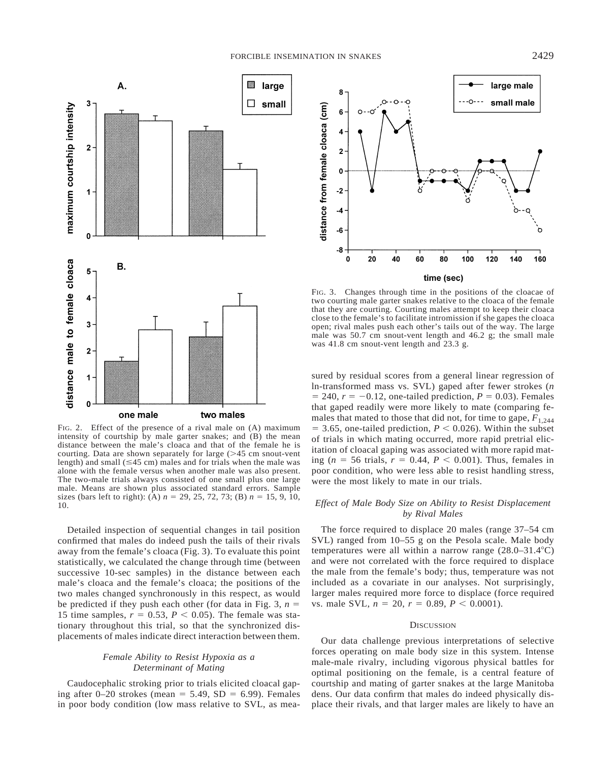FIG. 2. Effect of the presence of a rival male on (A) maximum intensity of courtship by male garter snakes; and (B) the mean distance between the male's cloaca and that of the female he is courting. Data are shown separately for large (>45 cm snout-vent length) and small (≤45 cm) males and for trials when the male was alone with the female versus when another male was also present. The two-male trials always consisted of one small plus one large male. Means are shown plus associated standard errors. Sample sizes (bars left to right): (A) $n$ = 29, 25, 72, 73; (B) $n$ = 15, 9, 10, 10.

FIG. 3. Changes through time in the positions of the cloacae of two courting male garter snakes relative to the cloaca of the female that they are courting. Courting males attempt to keep their cloaca close to the female's to facilitate intromission if she gapes the cloaca open; rival males push each other's tails out of the way. The large male was 50.7 cm snout-vent length and 46.2 g; the small male was 41.8 cm snout-vent length and 23.3 g.

Detailed inspection of sequential changes in tail position confirmed that males do indeed push the tails of their rivals away from the female's cloaca (Fig. 3). To evaluate this point statistically, we calculated the change through time (between successive 10-sec samples) in the distance between each male's cloaca and the female's cloaca; the positions of the two males changed synchronously in this respect, as would be predicted if they push each other (for data in Fig. 3, $n$ = 15 time samples, $r = 0.53$, $P < 0.05$). The female was stationary throughout this trial, so that the synchronized displacements of males indicate direct interaction between them.

### *Female Ability to Resist Hypoxia as a Determinant of Mating*

Caudocephalic stroking prior to trials elicited cloacal gaping after 0–20 strokes (mean = 5.49, SD = 6.99). Females in poor body condition (low mass relative to SVL, as measured by residual scores from a general linear regression of ln-transformed mass vs. SVL) gaped after fewer strokes ($n$ = 240, $r = -0.12$, one-tailed prediction, $P = 0.03$). Females that gaped readily were more likely to mate (comparing females that mated to those that did not, for time to gape, $F_{1,244}$ = 3.65, one-tailed prediction, $P < 0.026$). Within the subset of trials in which mating occurred, more rapid pretrial elicitation of cloacal gaping was associated with more rapid mating ($n$ = 56 trials, $r = 0.44$, $P < 0.001$). Thus, females in poor condition, who were less able to resist handling stress, were the most likely to mate in our trials.

### *Effect of Male Body Size on Ability to Resist Displacement by Rival Males*

The force required to displace 20 males (range 37–54 cm SVL) ranged from 10–55 g on the Pesola scale. Male body temperatures were all within a narrow range (28.0–31.4°C) and were not correlated with the force required to displace the male from the female's body; thus, temperature was not included as a covariate in our analyses. Not surprisingly, larger males required more force to displace (force required vs. male SVL, $n$ = 20, $r = 0.89$, $P < 0.0001$).

## DISCUSSION

Our data challenge previous interpretations of selective forces operating on male body size in this system. Intense male-male rivalry, including vigorous physical battles for optimal positioning on the female, is a central feature of courtship and mating of garter snakes at the large Manitoba dens. Our data confirm that males do indeed physically displace their rivals, and that larger males are likely to have an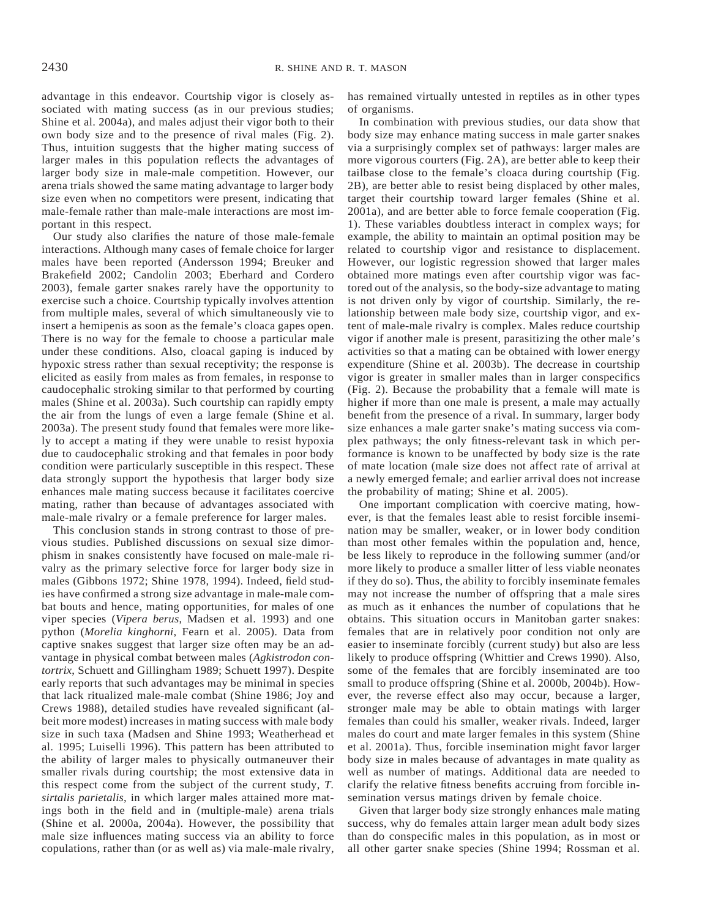advantage in this endeavor. Courtship vigor is closely associated with mating success (as in our previous studies; Shine et al. 2004a), and males adjust their vigor both to their own body size and to the presence of rival males (Fig. 2). Thus, intuition suggests that the higher mating success of larger males in this population reflects the advantages of larger body size in male-male competition. However, our arena trials showed the same mating advantage to larger body size even when no competitors were present, indicating that male-female rather than male-male interactions are most important in this respect.

Our study also clarifies the nature of those male-female interactions. Although many cases of female choice for larger males have been reported (Andersson 1994; Breuker and Brakefield 2002; Candolin 2003; Eberhard and Cordero 2003), female garter snakes rarely have the opportunity to exercise such a choice. Courtship typically involves attention from multiple males, several of which simultaneously vie to insert a hemipenis as soon as the female's cloaca gapes open. There is no way for the female to choose a particular male under these conditions. Also, cloacal gaping is induced by hypoxic stress rather than sexual receptivity; the response is elicited as easily from males as from females, in response to caudocephalic stroking similar to that performed by courting males (Shine et al. 2003a). Such courtship can rapidly empty the air from the lungs of even a large female (Shine et al. 2003a). The present study found that females were more likely to accept a mating if they were unable to resist hypoxia due to caudocephalic stroking and that females in poor body condition were particularly susceptible in this respect. These data strongly support the hypothesis that larger body size enhances male mating success because it facilitates coercive mating, rather than because of advantages associated with male-male rivalry or a female preference for larger males.

This conclusion stands in strong contrast to those of previous studies. Published discussions on sexual size dimorphism in snakes consistently have focused on male-male rivalry as the primary selective force for larger body size in males (Gibbons 1972; Shine 1978, 1994). Indeed, field studies have confirmed a strong size advantage in male-male combat bouts and hence, mating opportunities, for males of one viper species (*Vipera berus*, Madsen et al. 1993) and one python (*Morelia kinghorni*, Fearn et al. 2005). Data from captive snakes suggest that larger size often may be an advantage in physical combat between males (*Agkistrodon contortrix*, Schuett and Gillingham 1989; Schuett 1997). Despite early reports that such advantages may be minimal in species that lack ritualized male-male combat (Shine 1986; Joy and Crews 1988), detailed studies have revealed significant (albeit more modest) increases in mating success with male body size in such taxa (Madsen and Shine 1993; Weatherhead et al. 1995; Luiselli 1996). This pattern has been attributed to the ability of larger males to physically outmaneuver their smaller rivals during courtship; the most extensive data in this respect come from the subject of the current study, *T. sirtalis parietalis*, in which larger males attained more matings both in the field and in (multiple-male) arena trials (Shine et al. 2000a, 2004a). However, the possibility that male size influences mating success via an ability to force copulations, rather than (or as well as) via male-male rivalry, has remained virtually untested in reptiles as in other types of organisms.

In combination with previous studies, our data show that body size may enhance mating success in male garter snakes via a surprisingly complex set of pathways: larger males are more vigorous courters (Fig. 2A), are better able to keep their tailbase close to the female's cloaca during courtship (Fig. 2B), are better able to resist being displaced by other males, target their courtship toward larger females (Shine et al. 2001a), and are better able to force female cooperation (Fig. 1). These variables doubtless interact in complex ways; for example, the ability to maintain an optimal position may be related to courtship vigor and resistance to displacement. However, our logistic regression showed that larger males obtained more matings even after courtship vigor was factored out of the analysis, so the body-size advantage to mating is not driven only by vigor of courtship. Similarly, the relationship between male body size, courtship vigor, and extent of male-male rivalry is complex. Males reduce courtship vigor if another male is present, parasitizing the other male's activities so that a mating can be obtained with lower energy expenditure (Shine et al. 2003b). The decrease in courtship vigor is greater in smaller males than in larger conspecifics (Fig. 2). Because the probability that a female will mate is higher if more than one male is present, a male may actually benefit from the presence of a rival. In summary, larger body size enhances a male garter snake's mating success via complex pathways; the only fitness-relevant task in which performance is known to be unaffected by body size is the rate of mate location (male size does not affect rate of arrival at a newly emerged female; and earlier arrival does not increase the probability of mating; Shine et al. 2005).

One important complication with coercive mating, however, is that the females least able to resist forcible insemination may be smaller, weaker, or in lower body condition than most other females within the population and, hence, be less likely to reproduce in the following summer (and/or more likely to produce a smaller litter of less viable neonates if they do so). Thus, the ability to forcibly inseminate females may not increase the number of offspring that a male sires as much as it enhances the number of copulations that he obtains. This situation occurs in Manitoban garter snakes: females that are in relatively poor condition not only are easier to inseminate forcibly (current study) but also are less likely to produce offspring (Whittier and Crews 1990). Also, some of the females that are forcibly inseminated are too small to produce offspring (Shine et al. 2000b, 2004b). However, the reverse effect also may occur, because a larger, stronger male may be able to obtain matings with larger females than could his smaller, weaker rivals. Indeed, larger males do court and mate larger females in this system (Shine et al. 2001a). Thus, forcible insemination might favor larger body size in males because of advantages in mate quality as well as number of matings. Additional data are needed to clarify the relative fitness benefits accruing from forcible insemination versus matings driven by female choice.

Given that larger body size strongly enhances male mating success, why do females attain larger mean adult body sizes than do conspecific males in this population, as in most or all other garter snake species (Shine 1994; Rossman et al.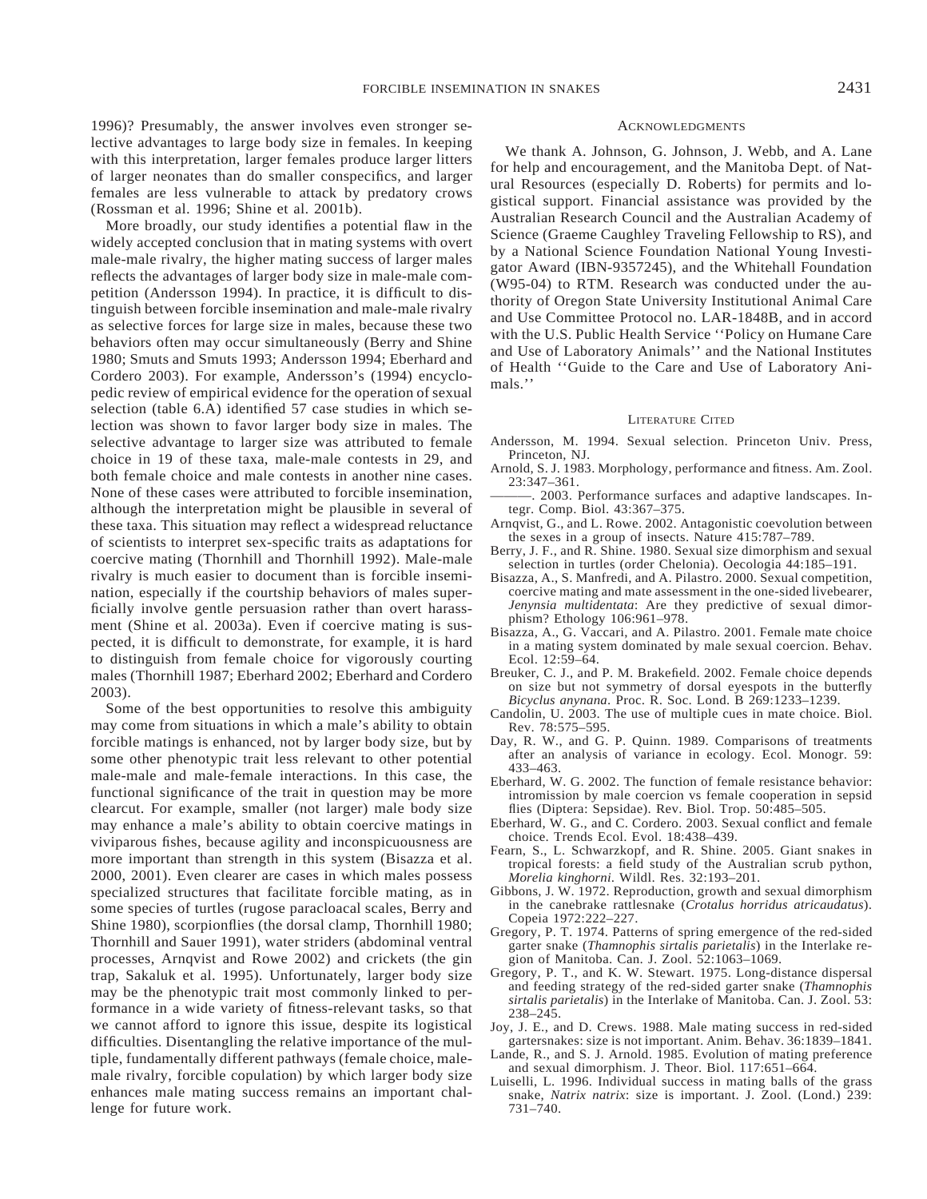1996)? Presumably, the answer involves even stronger selective advantages to large body size in females. In keeping with this interpretation, larger females produce larger litters of larger neonates than do smaller conspecifics, and larger females are less vulnerable to attack by predatory crows (Rossman et al. 1996; Shine et al. 2001b).

More broadly, our study identifies a potential flaw in the widely accepted conclusion that in mating systems with overt male-male rivalry, the higher mating success of larger males reflects the advantages of larger body size in male-male competition (Andersson 1994). In practice, it is difficult to distinguish between forcible insemination and male-male rivalry as selective forces for large size in males, because these two behaviors often may occur simultaneously (Berry and Shine 1980; Smuts and Smuts 1993; Andersson 1994; Eberhard and Cordero 2003). For example, Andersson's (1994) encyclopedic review of empirical evidence for the operation of sexual selection (table 6.A) identified 57 case studies in which selection was shown to favor larger body size in males. The selective advantage to larger size was attributed to female choice in 19 of these taxa, male-male contests in 29, and both female choice and male contests in another nine cases. None of these cases were attributed to forcible insemination, although the interpretation might be plausible in several of these taxa. This situation may reflect a widespread reluctance of scientists to interpret sex-specific traits as adaptations for coercive mating (Thornhill and Thornhill 1992). Male-male rivalry is much easier to document than is forcible insemination, especially if the courtship behaviors of males superficially involve gentle persuasion rather than overt harassment (Shine et al. 2003a). Even if coercive mating is suspected, it is difficult to demonstrate, for example, it is hard to distinguish from female choice for vigorously courting males (Thornhill 1987; Eberhard 2002; Eberhard and Cordero 2003).

Some of the best opportunities to resolve this ambiguity may come from situations in which a male's ability to obtain forcible matings is enhanced, not by larger body size, but by some other phenotypic trait less relevant to other potential male-male and male-female interactions. In this case, the functional significance of the trait in question may be more clearcut. For example, smaller (not larger) male body size may enhance a male's ability to obtain coercive matings in viviparous fishes, because agility and inconspicuousness are more important than strength in this system (Bisazza et al. 2000, 2001). Even clearer are cases in which males possess specialized structures that facilitate forcible mating, as in some species of turtles (rugose paracloacal scales, Berry and Shine 1980), scorpionflies (the dorsal clamp, Thornhill 1980; Thornhill and Sauer 1991), water striders (abdominal ventral processes, Arnqvist and Rowe 2002) and crickets (the gin trap, Sakaluk et al. 1995). Unfortunately, larger body size may be the phenotypic trait most commonly linked to performance in a wide variety of fitness-relevant tasks, so that we cannot afford to ignore this issue, despite its logistical difficulties. Disentangling the relative importance of the multiple, fundamentally different pathways (female choice, male-male rivalry, forcible copulation) by which larger body size enhances male mating success remains an important challenge for future work.

## Acknowledgments

We thank A. Johnson, G. Johnson, J. Webb, and A. Lane for help and encouragement, and the Manitoba Dept. of Natural Resources (especially D. Roberts) for permits and logistical support. Financial assistance was provided by the Australian Research Council and the Australian Academy of Science (Graeme Caughley Traveling Fellowship to RS), and by a National Science Foundation National Young Investigator Award (IBN-9357245), and the Whitehall Foundation (W95-04) to RTM. Research was conducted under the authority of Oregon State University Institutional Animal Care and Use Committee Protocol no. LAR-1848B, and in accord with the U.S. Public Health Service ''Policy on Humane Care and Use of Laboratory Animals'' and the National Institutes of Health ''Guide to the Care and Use of Laboratory Animals.''

## Literature Cited

Andersson, M. 1994. Sexual selection. Princeton Univ. Press, Princeton, NJ.

Arnold, S. J. 1983. Morphology, performance and fitness. Am. Zool. 23:347–361.

———. 2003. Performance surfaces and adaptive landscapes. Integr. Comp. Biol. 43:367–375.

Arnqvist, G., and L. Rowe. 2002. Antagonistic coevolution between the sexes in a group of insects. Nature 415:787–789.

Berry, J. F., and R. Shine. 1980. Sexual size dimorphism and sexual selection in turtles (order Chelonia). Oecologia 44:185–191.

Bisazza, A., S. Manfredi, and A. Pilastro. 2000. Sexual competition, coercive mating and mate assessment in the one-sided livebearer, *Jenynsia multidentata*: Are they predictive of sexual dimorphism? Ethology 106:961–978.

Bisazza, A., G. Vaccari, and A. Pilastro. 2001. Female mate choice in a mating system dominated by male sexual coercion. Behav. Ecol. 12:59–64.

Breuker, C. J., and P. M. Brakefield. 2002. Female choice depends on size but not symmetry of dorsal eyespots in the butterfly *Bicyclus anynana*. Proc. R. Soc. Lond. B 269:1233–1239.

Candolin, U. 2003. The use of multiple cues in mate choice. Biol. Rev. 78:575–595.

Day, R. W., and G. P. Quinn. 1989. Comparisons of treatments after an analysis of variance in ecology. Ecol. Monogr. 59: 433–463.

Eberhard, W. G. 2002. The function of female resistance behavior: intromission by male coercion vs female cooperation in sepsid flies (Diptera: Sepsidae). Rev. Biol. Trop. 50:485–505.

Eberhard, W. G., and C. Cordero. 2003. Sexual conflict and female choice. Trends Ecol. Evol. 18:438–439.

Fearn, S., L. Schwarzkopf, and R. Shine. 2005. Giant snakes in tropical forests: a field study of the Australian scrub python, *Morelia kinghorni*. Wildl. Res. 32:193–201.

Gibbons, J. W. 1972. Reproduction, growth and sexual dimorphism in the canebrake rattlesnake (*Crotalus horridus atricaudatus*). Copeia 1972:222–227.

Gregory, P. T. 1974. Patterns of spring emergence of the red-sided garter snake (*Thamnophis sirtalis parietalis*) in the Interlake region of Manitoba. Can. J. Zool. 52:1063–1069.

Gregory, P. T., and K. W. Stewart. 1975. Long-distance dispersal and feeding strategy of the red-sided garter snake (*Thamnophis sirtalis parietalis*) in the Interlake of Manitoba. Can. J. Zool. 53: 238–245.

Joy, J. E., and D. Crews. 1988. Male mating success in red-sided gartersnakes: size is not important. Anim. Behav. 36:1839–1841.

Lande, R., and S. J. Arnold. 1985. Evolution of mating preference and sexual dimorphism. J. Theor. Biol. 117:651–664.

Luiselli, L. 1996. Individual success in mating balls of the grass snake, *Natrix natrix*: size is important. J. Zool. (Lond.) 239: 731–740.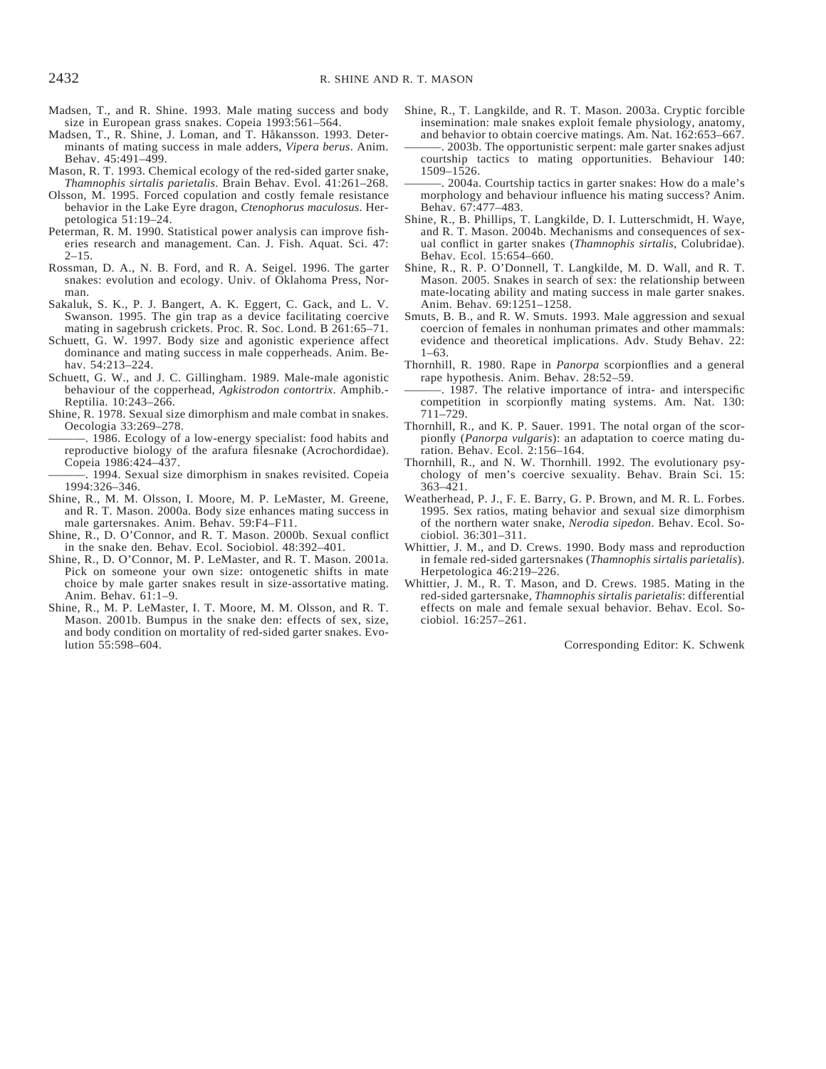Madsen, T., and R. Shine. 1993. Male mating success and body size in European grass snakes. Copeia 1993:561–564.

Madsen, T., R. Shine, J. Loman, and T. Håkansson. 1993. Determinants of mating success in male adders, *Vipera berus*. Anim. Behav. 45:491–499.

Mason, R. T. 1993. Chemical ecology of the red-sided garter snake, *Thamnophis sirtalis parietalis*. Brain Behav. Evol. 41:261–268.

Olsson, M. 1995. Forced copulation and costly female resistance behavior in the Lake Eyre dragon, *Ctenophorus maculosus*. Herpetologica 51:19–24.

Peterman, R. M. 1990. Statistical power analysis can improve fisheries research and management. Can. J. Fish. Aquat. Sci. 47: 2–15.

Rossman, D. A., N. B. Ford, and R. A. Seigel. 1996. The garter snakes: evolution and ecology. Univ. of Oklahoma Press, Norman.

Sakaluk, S. K., P. J. Bangert, A. K. Eggert, C. Gack, and L. V. Swanson. 1995. The gin trap as a device facilitating coercive mating in sagebrush crickets. Proc. R. Soc. Lond. B 261:65–71.

Schuett, G. W. 1997. Body size and agonistic experience affect dominance and mating success in male copperheads. Anim. Behav. 54:213–224.

Schuett, G. W., and J. C. Gillingham. 1989. Male-male agonistic behaviour of the copperhead, *Agkistrodon contortrix*. Amphib.-Reptilia. 10:243–266.

Shine, R. 1978. Sexual size dimorphism and male combat in snakes. Oecologia 33:269–278.

———. 1986. Ecology of a low-energy specialist: food habits and reproductive biology of the arafura filesnake (Acrochordidae). Copeia 1986:424–437.

———. 1994. Sexual size dimorphism in snakes revisited. Copeia 1994:326–346.

Shine, R., M. M. Olsson, I. Moore, M. P. LeMaster, M. Greene, and R. T. Mason. 2000a. Body size enhances mating success in male gartersnakes. Anim. Behav. 59:F4–F11.

Shine, R., D. O'Connor, and R. T. Mason. 2000b. Sexual conflict in the snake den. Behav. Ecol. Sociobiol. 48:392–401.

Shine, R., D. O'Connor, M. P. LeMaster, and R. T. Mason. 2001a. Pick on someone your own size: ontogenetic shifts in mate choice by male garter snakes result in size-assortative mating. Anim. Behav. 61:1–9.

Shine, R., M. P. LeMaster, I. T. Moore, M. M. Olsson, and R. T. Mason. 2001b. Bumpus in the snake den: effects of sex, size, and body condition on mortality of red-sided garter snakes. Evolution 55:598–604.

Shine, R., T. Langkilde, and R. T. Mason. 2003a. Cryptic forcible insemination: male snakes exploit female physiology, anatomy, and behavior to obtain coercive matings. Am. Nat. 162:653–667.

———. 2003b. The opportunistic serpent: male garter snakes adjust courtship tactics to mating opportunities. Behaviour 140: 1509–1526.

———. 2004a. Courtship tactics in garter snakes: How do a male's morphology and behaviour influence his mating success? Anim. Behav. 67:477–483.

Shine, R., B. Phillips, T. Langkilde, D. I. Lutterschmidt, H. Waye, and R. T. Mason. 2004b. Mechanisms and consequences of sexual conflict in garter snakes (*Thamnophis sirtalis*, Colubridae). Behav. Ecol. 15:654–660.

Shine, R., R. P. O'Donnell, T. Langkilde, M. D. Wall, and R. T. Mason. 2005. Snakes in search of sex: the relationship between mate-locating ability and mating success in male garter snakes. Anim. Behav. 69:1251–1258.

Smuts, B. B., and R. W. Smuts. 1993. Male aggression and sexual coercion of females in nonhuman primates and other mammals: evidence and theoretical implications. Adv. Study Behav. 22: 1–63.

Thornhill, R. 1980. Rape in *Panorpa* scorpionflies and a general rape hypothesis. Anim. Behav. 28:52–59.

———. 1987. The relative importance of intra- and interspecific competition in scorpionfly mating systems. Am. Nat. 130: 711–729.

Thornhill, R., and K. P. Sauer. 1991. The notal organ of the scorpionfly (*Panorpa vulgaris*): an adaptation to coerce mating duration. Behav. Ecol. 2:156–164.

Thornhill, R., and N. W. Thornhill. 1992. The evolutionary psychology of men's coercive sexuality. Behav. Brain Sci. 15: 363–421.

Weatherhead, P. J., F. E. Barry, G. P. Brown, and M. R. L. Forbes. 1995. Sex ratios, mating behavior and sexual size dimorphism of the northern water snake, *Nerodia sipedon*. Behav. Ecol. Sociobiol. 36:301–311.

Whittier, J. M., and D. Crews. 1990. Body mass and reproduction in female red-sided gartersnakes (*Thamnophis sirtalis parietalis*). Herpetologica 46:219–226.

Whittier, J. M., R. T. Mason, and D. Crews. 1985. Mating in the red-sided gartersnake, *Thamnophis sirtalis parietalis*: differential effects on male and female sexual behavior. Behav. Ecol. Sociobiol. 16:257–261.

Corresponding Editor: K. Schwenk